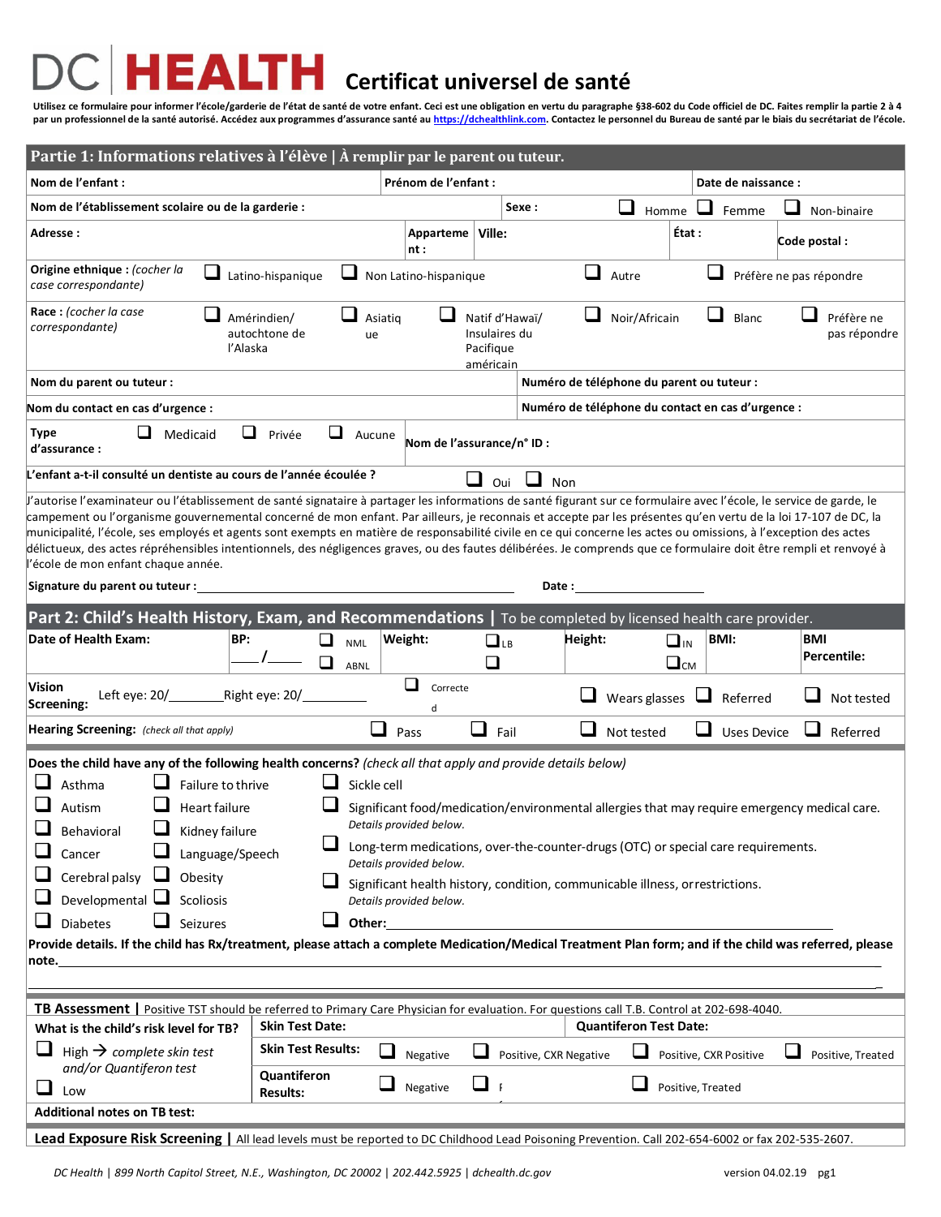# DC HEALTH Certificat universel de santé

**Utilisez ce formulaire pour informer l'école/garderie de l'état de santé de votre enfant. Ceci est une obligation en vertu du paragraphe §38-602 du Code officiel de DC. Faites remplir la partie 2 à 4 par un professionnel de la santé autorisé. Accédez aux programmes d'assurance santé au https://dchealthlink.com. Contactez le personnel du Bureau de santé par le biais du secrétariat de l'école.**

## Partie 1: Informations relatives à l'élève | À remplir par le parent ou tuteur.

| | | |
|---|---|---|
| **Nom de l'enfant :** | **Prénom de l'enfant :** | **Date de naissance :** |

**Nom de l'établissement scolaire ou de la garderie :** &nbsp;&nbsp; **Sexe :** ❑ Homme ❑ Femme ❑ Non-binaire

**Adresse :** &nbsp;&nbsp; **Appartement :** &nbsp;&nbsp; **Ville:** &nbsp;&nbsp; **État :** &nbsp;&nbsp; **Code postal :**

**Origine ethnique :** *(cocher la case correspondante)* ❑ Latino-hispanique ❑ Non Latino-hispanique ❑ Autre ❑ Préfère ne pas répondre

**Race :** *(cocher la case correspondante)* ❑ Amérindien/autochtone de l'Alaska ❑ Asiatique ❑ Natif d'Hawaï/Insulaires du Pacifique américain ❑ Noir/Africain ❑ Blanc ❑ Préfère ne pas répondre

**Nom du parent ou tuteur :** &nbsp;&nbsp; **Numéro de téléphone du parent ou tuteur :**

**Nom du contact en cas d'urgence :** &nbsp;&nbsp; **Numéro de téléphone du contact en cas d'urgence :**

**Type d'assurance :** ❑ Medicaid ❑ Privée ❑ Aucune &nbsp;&nbsp; **Nom de l'assurance/n° ID :**

**L'enfant a-t-il consulté un dentiste au cours de l'année écoulée ?** ❑ Oui ❑ Non

J'autorise l'examinateur ou l'établissement de santé signataire à partager les informations de santé figurant sur ce formulaire avec l'école, le service de garde, le campement ou l'organisme gouvernemental concerné de mon enfant. Par ailleurs, je reconnais et accepte par les présentes qu'en vertu de la loi 17-107 de DC, la municipalité, l'école, ses employés et agents sont exempts en matière de responsabilité civile en ce qui concerne les actes ou omissions, à l'exception des actes délictueux, des actes répréhensibles intentionnels, des négligences graves, ou des fautes délibérées. Je comprends que ce formulaire doit être rempli et renvoyé à l'école de mon enfant chaque année.

**Signature du parent ou tuteur :** ______________________________ **Date :** ________________

## Part 2: Child's Health History, Exam, and Recommendations | To be completed by licensed health care provider.

**Date of Health Exam:** &nbsp;&nbsp; **BP:** ____/____ ❑ NML ❑ ABNL &nbsp;&nbsp; **Weight:** ❑ LB ❑ &nbsp;&nbsp; **Height:** ❑ IN ❑ CM &nbsp;&nbsp; **BMI:** &nbsp;&nbsp; **BMI Percentile:**

**Vision Screening:** Left eye: 20/________ Right eye: 20/________ ❑ Corrected ❑ Wears glasses ❑ Referred ❑ Not tested

**Hearing Screening:** *(check all that apply)* ❑ Pass ❑ Fail ❑ Not tested ❑ Uses Device ❑ Referred

**Does the child have any of the following health concerns?** *(check all that apply and provide details below)*

- ❑ Asthma
- ❑ Autism
- ❑ Behavioral
- ❑ Cancer
- ❑ Cerebral palsy
- ❑ Developmental
- ❑ Diabetes
- ❑ Failure to thrive
- ❑ Heart failure
- ❑ Kidney failure
- ❑ Language/Speech
- ❑ Obesity
- ❑ Scoliosis
- ❑ Seizures
- ❑ Sickle cell
- ❑ Significant food/medication/environmental allergies that may require emergency medical care. *Details provided below.*
- ❑ Long-term medications, over-the-counter-drugs (OTC) or special care requirements. *Details provided below.*
- ❑ Significant health history, condition, communicable illness, or restrictions. *Details provided below.*
- ❑ **Other:** ______________________________

**Provide details. If the child has Rx/treatment, please attach a complete Medication/Medical Treatment Plan form; and if the child was referred, please note.** ______________________________

### TB Assessment | Positive TST should be referred to Primary Care Physician for evaluation. For questions call T.B. Control at 202-698-4040.

**What is the child's risk level for TB?**
- ❑ High → *complete skin test and/or Quantiferon test*
- ❑ Low

**Skin Test Date:** &nbsp;&nbsp; **Quantiferon Test Date:**

**Skin Test Results:** ❑ Negative ❑ Positive, CXR Negative ❑ Positive, CXR Positive ❑ Positive, Treated

**Quantiferon Results:** ❑ Negative ❑ P ❑ Positive, Treated

**Additional notes on TB test:**

### Lead Exposure Risk Screening | All lead levels must be reported to DC Childhood Lead Poisoning Prevention. Call 202-654-6002 or fax 202-535-2607.

*DC Health | 899 North Capitol Street, N.E., Washington, DC 20002 | 202.442.5925 | dchealth.dc.gov* &nbsp;&nbsp; version 04.02.19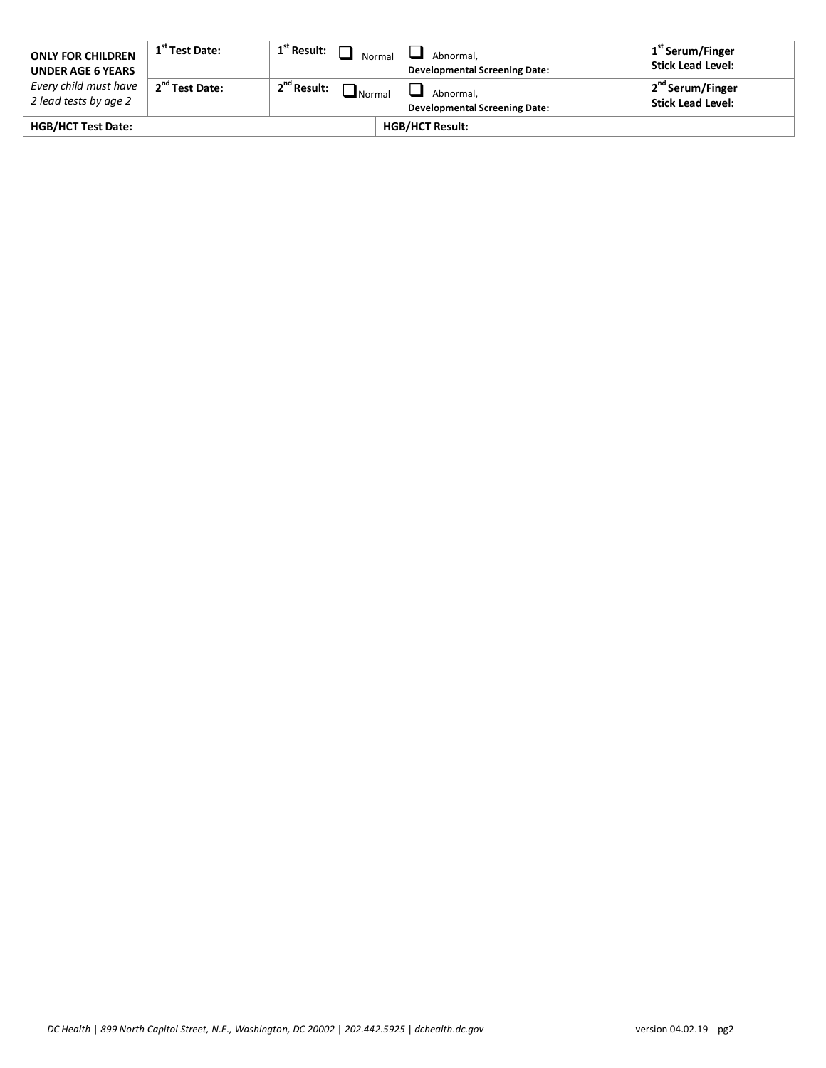| **ONLY FOR CHILDREN UNDER AGE 6 YEARS** *Every child must have 2 lead tests by age 2* | **1st Test Date:** | **1st Result:** ☐ Normal ☐ Abnormal, **Developmental Screening Date:** | **1st Serum/Finger Stick Lead Level:** |
|---|---|---|---|
| | **2nd Test Date:** | **2nd Result:** ☐ Normal ☐ Abnormal, **Developmental Screening Date:** | **2nd Serum/Finger Stick Lead Level:** |
| **HGB/HCT Test Date:** | | **HGB/HCT Result:** | |

*DC Health | 899 North Capitol Street, N.E., Washington, DC 20002 | 202.442.5925 | dchealth.dc.gov*

version 04.02.19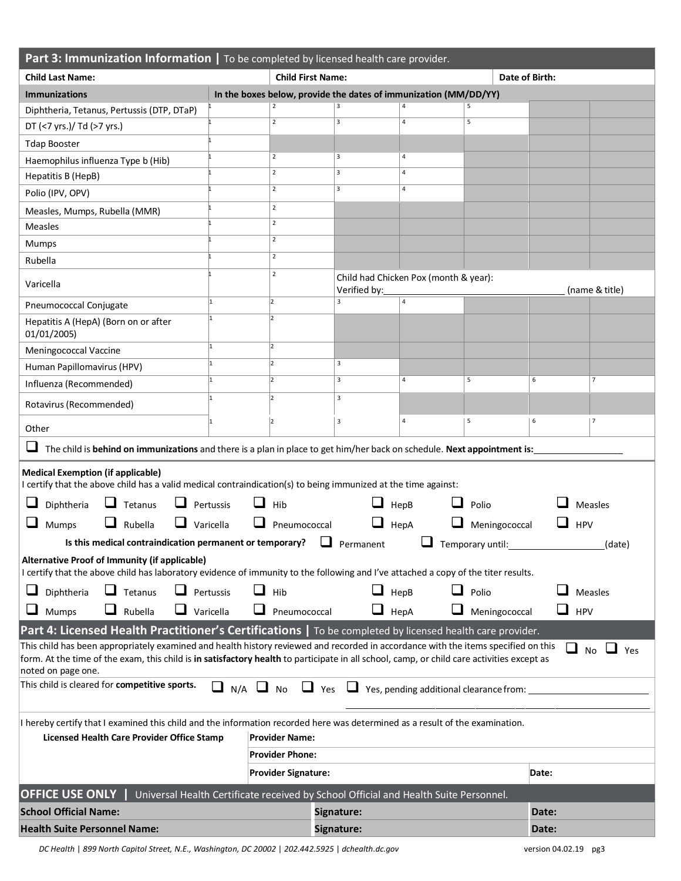## Part 3: Immunization Information | To be completed by licensed health care provider.

| Child Last Name: | | Child First Name: | | | Date of Birth: | |
|---|---|---|---|---|---|---|

| Immunizations | In the boxes below, provide the dates of immunization (MM/DD/YY) | | | | | | |
|---|---|---|---|---|---|---|---|
| Diphtheria, Tetanus, Pertussis (DTP, DTaP) | 1 | 2 | 3 | 4 | 5 | | |
| DT (<7 yrs.)/ Td (>7 yrs.) | 1 | 2 | 3 | 4 | 5 | | |
| Tdap Booster | 1 | | | | | | |
| Haemophilus influenza Type b (Hib) | 1 | 2 | 3 | 4 | | | |
| Hepatitis B (HepB) | 1 | 2 | 3 | 4 | | | |
| Polio (IPV, OPV) | 1 | 2 | 3 | 4 | | | |
| Measles, Mumps, Rubella (MMR) | 1 | 2 | | | | | |
| Measles | 1 | 2 | | | | | |
| Mumps | 1 | 2 | | | | | |
| Rubella | 1 | 2 | | | | | |
| Varicella | 1 | 2 | Child had Chicken Pox (month & year): Verified by:_______________ (name & title) | | | | |
| Pneumococcal Conjugate | 1 | 2 | 3 | 4 | | | |
| Hepatitis A (HepA) (Born on or after 01/01/2005) | 1 | 2 | | | | | |
| Meningococcal Vaccine | 1 | 2 | | | | | |
| Human Papillomavirus (HPV) | 1 | 2 | 3 | | | | |
| Influenza (Recommended) | 1 | 2 | 3 | 4 | 5 | 6 | 7 |
| Rotavirus (Recommended) | 1 | 2 | 3 | | | | |
| Other | 1 | 2 | 3 | 4 | 5 | 6 | 7 |

☐ The child is **behind on immunizations** and there is a plan in place to get him/her back on schedule. **Next appointment is:**__________________

**Medical Exemption (if applicable)**
I certify that the above child has a valid medical contraindication(s) to being immunized at the time against:

☐ Diphtheria ☐ Tetanus ☐ Pertussis ☐ Hib ☐ HepB ☐ Polio ☐ Measles
☐ Mumps ☐ Rubella ☐ Varicella ☐ Pneumococcal ☐ HepA ☐ Meningococcal ☐ HPV

**Is this medical contraindication permanent or temporary?** ☐ Permanent ☐ Temporary until:__________________(date)

**Alternative Proof of Immunity (if applicable)**
I certify that the above child has laboratory evidence of immunity to the following and I've attached a copy of the titer results.

☐ Diphtheria ☐ Tetanus ☐ Pertussis ☐ Hib ☐ HepB ☐ Polio ☐ Measles
☐ Mumps ☐ Rubella ☐ Varicella ☐ Pneumococcal ☐ HepA ☐ Meningococcal ☐ HPV

## Part 4: Licensed Health Practitioner's Certifications | To be completed by licensed health care provider.

This child has been appropriately examined and health history reviewed and recorded in accordance with the items specified on this form. At the time of the exam, this child is **in satisfactory health** to participate in all school, camp, or child care activities except as noted on page one. ☐ No ☐ Yes

This child is cleared for **competitive sports.** ☐ N/A ☐ No ☐ Yes ☐ Yes, pending additional clearance from: __________________

I hereby certify that I examined this child and the information recorded here was determined as a result of the examination.

| Licensed Health Care Provider Office Stamp | Provider Name: | |
|---|---|---|
| | Provider Phone: | |
| | Provider Signature: | Date: |

## OFFICE USE ONLY | Universal Health Certificate received by School Official and Health Suite Personnel.

| School Official Name: | Signature: | Date: |
|---|---|---|
| Health Suite Personnel Name: | Signature: | Date: |

*DC Health | 899 North Capitol Street, N.E., Washington, DC 20002 | 202.442.5925 | dchealth.dc.gov*

version 04.02.19